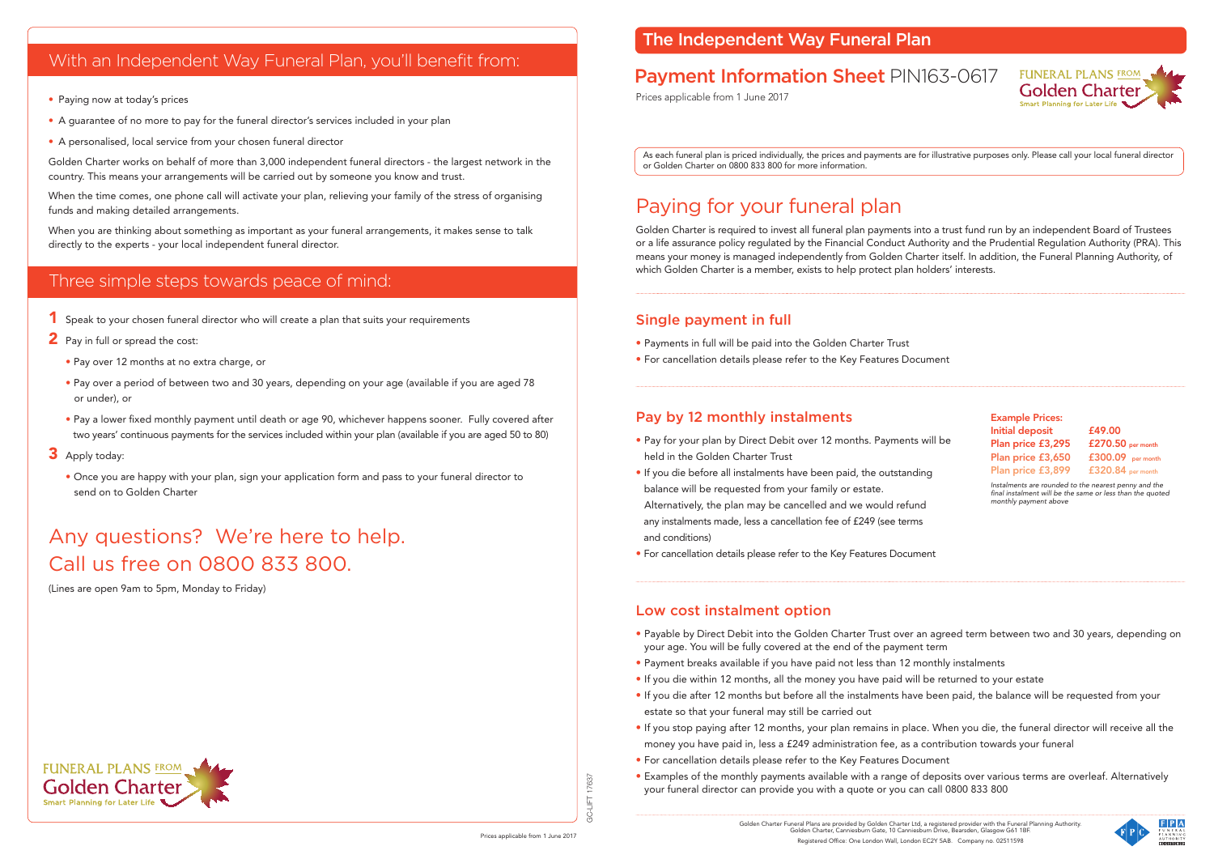## With an Independent Way Funeral Plan, you'll benefit from:

- Paying now at today's prices
- A guarantee of no more to pay for the funeral director's services included in your plan
- A personalised, local service from your chosen funeral director

Golden Charter works on behalf of more than 3,000 independent funeral directors - the largest network in the country. This means your arrangements will be carried out by someone you know and trust.

When the time comes, one phone call will activate your plan, relieving your family of the stress of organising funds and making detailed arrangements.

When you are thinking about something as important as your funeral arrangements, it makes sense to talk directly to the experts - your local independent funeral director.

## Three simple steps towards peace of mind:

1. Speak to your chosen funeral director who will create a plan that suits your requirements
2. Pay in full or spread the cost:
   - Pay over 12 months at no extra charge, or
   - Pay over a period of between two and 30 years, depending on your age (available if you are aged 78 or under), or
   - Pay a lower fixed monthly payment until death or age 90, whichever happens sooner. Fully covered after two years' continuous payments for the services included within your plan (available if you are aged 50 to 80)
3. Apply today:
   - Once you are happy with your plan, sign your application form and pass to your funeral director to send on to Golden Charter

## Any questions? We're here to help. Call us free on 0800 833 800.

(Lines are open 9am to 5pm, Monday to Friday)

FUNERAL PLANS FROM Golden Charter
Smart Planning for Later Life

GC-LIFT 17637

Prices applicable from 1 June 2017

# The Independent Way Funeral Plan

## Payment Information Sheet PIN163-0617

Prices applicable from 1 June 2017

FUNERAL PLANS FROM Golden Charter
Smart Planning for Later Life

As each funeral plan is priced individually, the prices and payments are for illustrative purposes only. Please call your local funeral director or Golden Charter on 0800 833 800 for more information.

# Paying for your funeral plan

Golden Charter is required to invest all funeral plan payments into a trust fund run by an independent Board of Trustees or a life assurance policy regulated by the Financial Conduct Authority and the Prudential Regulation Authority (PRA). This means your money is managed independently from Golden Charter itself. In addition, the Funeral Planning Authority, of which Golden Charter is a member, exists to help protect plan holders' interests.

### Single payment in full

- Payments in full will be paid into the Golden Charter Trust
- For cancellation details please refer to the Key Features Document

### Pay by 12 monthly instalments

- Pay for your plan by Direct Debit over 12 months. Payments will be held in the Golden Charter Trust
- If you die before all instalments have been paid, the outstanding balance will be requested from your family or estate. Alternatively, the plan may be cancelled and we would refund any instalments made, less a cancellation fee of £249 (see terms and conditions)
- For cancellation details please refer to the Key Features Document

**Example Prices:**

| | |
|---|---|
| Initial deposit | £49.00 |
| Plan price £3,295 | £270.50 per month |
| Plan price £3,650 | £300.09 per month |
| Plan price £3,899 | £320.84 per month |

*Instalments are rounded to the nearest penny and the final instalment will be the same or less than the quoted monthly payment above*

### Low cost instalment option

- Payable by Direct Debit into the Golden Charter Trust over an agreed term between two and 30 years, depending on your age. You will be fully covered at the end of the payment term
- Payment breaks available if you have paid not less than 12 monthly instalments
- If you die within 12 months, all the money you have paid will be returned to your estate
- If you die after 12 months but before all the instalments have been paid, the balance will be requested from your estate so that your funeral may still be carried out
- If you stop paying after 12 months, your plan remains in place. When you die, the funeral director will receive all the money you have paid in, less a £249 administration fee, as a contribution towards your funeral
- For cancellation details please refer to the Key Features Document
- Examples of the monthly payments available with a range of deposits over various terms are overleaf. Alternatively your funeral director can provide you with a quote or you can call 0800 833 800

Golden Charter Funeral Plans are provided by Golden Charter Ltd, a registered provider with the Funeral Planning Authority.
Golden Charter, Canniesburn Gate, 10 Canniesburn Drive, Bearsden, Glasgow G61 1BF.
Registered Office: One London Wall, London EC2Y 5AB. Company no. 02511598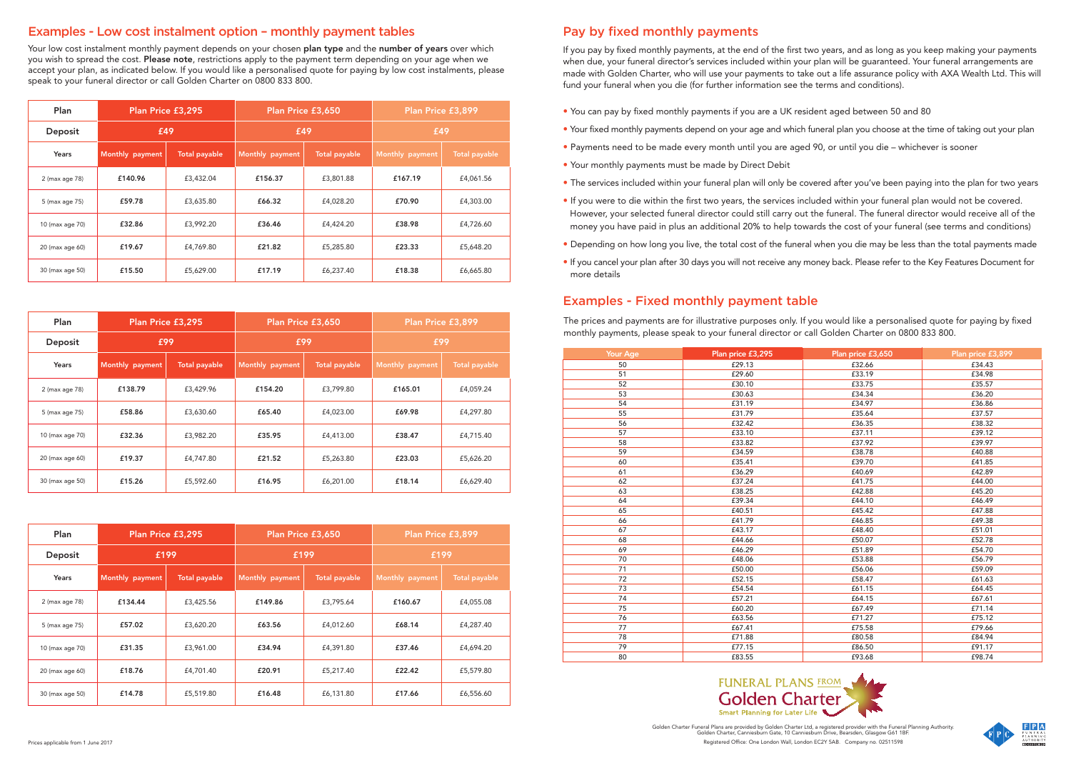## Examples - Low cost instalment option – monthly payment tables

Your low cost instalment monthly payment depends on your chosen **plan type** and the **number of years** over which you wish to spread the cost. **Please note**, restrictions apply to the payment term depending on your age when we accept your plan, as indicated below. If you would like a personalised quote for paying by low cost instalments, please speak to your funeral director or call Golden Charter on 0800 833 800.

| Plan | Plan Price £3,295 | | Plan Price £3,650 | | Plan Price £3,899 | |
|---|---|---|---|---|---|---|
| Deposit | £49 | | £49 | | £49 | |
| Years | Monthly payment | Total payable | Monthly payment | Total payable | Monthly payment | Total payable |
| 2 (max age 78) | **£140.96** | £3,432.04 | **£156.37** | £3,801.88 | **£167.19** | £4,061.56 |
| 5 (max age 75) | **£59.78** | £3,635.80 | **£66.32** | £4,028.20 | **£70.90** | £4,303.00 |
| 10 (max age 70) | **£32.86** | £3,992.20 | **£36.46** | £4,424.20 | **£38.98** | £4,726.60 |
| 20 (max age 60) | **£19.67** | £4,769.80 | **£21.82** | £5,285.80 | **£23.33** | £5,648.20 |
| 30 (max age 50) | **£15.50** | £5,629.00 | **£17.19** | £6,237.40 | **£18.38** | £6,665.80 |

| Plan | Plan Price £3,295 | | Plan Price £3,650 | | Plan Price £3,899 | |
|---|---|---|---|---|---|---|
| Deposit | £99 | | £99 | | £99 | |
| Years | Monthly payment | Total payable | Monthly payment | Total payable | Monthly payment | Total payable |
| 2 (max age 78) | **£138.79** | £3,429.96 | **£154.20** | £3,799.80 | **£165.01** | £4,059.24 |
| 5 (max age 75) | **£58.86** | £3,630.60 | **£65.40** | £4,023.00 | **£69.98** | £4,297.80 |
| 10 (max age 70) | **£32.36** | £3,982.20 | **£35.95** | £4,413.00 | **£38.47** | £4,715.40 |
| 20 (max age 60) | **£19.37** | £4,747.80 | **£21.52** | £5,263.80 | **£23.03** | £5,626.20 |
| 30 (max age 50) | **£15.26** | £5,592.60 | **£16.95** | £6,201.00 | **£18.14** | £6,629.40 |

| Plan | Plan Price £3,295 | | Plan Price £3,650 | | Plan Price £3,899 | |
|---|---|---|---|---|---|---|
| Deposit | £199 | | £199 | | £199 | |
| Years | Monthly payment | Total payable | Monthly payment | Total payable | Monthly payment | Total payable |
| 2 (max age 78) | **£134.44** | £3,425.56 | **£149.86** | £3,795.64 | **£160.67** | £4,055.08 |
| 5 (max age 75) | **£57.02** | £3,620.20 | **£63.56** | £4,012.60 | **£68.14** | £4,287.40 |
| 10 (max age 70) | **£31.35** | £3,961.00 | **£34.94** | £4,391.80 | **£37.46** | £4,694.20 |
| 20 (max age 60) | **£18.76** | £4,701.40 | **£20.91** | £5,217.40 | **£22.42** | £5,579.80 |
| 30 (max age 50) | **£14.78** | £5,519.80 | **£16.48** | £6,131.80 | **£17.66** | £6,556.60 |

Prices applicable from 1 June 2017

## Pay by fixed monthly payments

If you pay by fixed monthly payments, at the end of the first two years, and as long as you keep making your payments when due, your funeral director's services included within your plan will be guaranteed. Your funeral arrangements are made with Golden Charter, who will use your payments to take out a life assurance policy with AXA Wealth Ltd. This will fund your funeral when you die (for further information see the terms and conditions).

- You can pay by fixed monthly payments if you are a UK resident aged between 50 and 80
- Your fixed monthly payments depend on your age and which funeral plan you choose at the time of taking out your plan
- Payments need to be made every month until you are aged 90, or until you die – whichever is sooner
- Your monthly payments must be made by Direct Debit
- The services included within your funeral plan will only be covered after you've been paying into the plan for two years
- If you were to die within the first two years, the services included within your funeral plan would not be covered. However, your selected funeral director could still carry out the funeral. The funeral director would receive all of the money you have paid in plus an additional 20% to help towards the cost of your funeral (see terms and conditions)
- Depending on how long you live, the total cost of the funeral when you die may be less than the total payments made
- If you cancel your plan after 30 days you will not receive any money back. Please refer to the Key Features Document for more details

## Examples - Fixed monthly payment table

The prices and payments are for illustrative purposes only. If you would like a personalised quote for paying by fixed monthly payments, please speak to your funeral director or call Golden Charter on 0800 833 800.

| Your Age | Plan price £3,295 | Plan price £3,650 | Plan price £3,899 |
|---|---|---|---|
| 50 | £29.13 | £32.66 | £34.43 |
| 51 | £29.60 | £33.19 | £34.98 |
| 52 | £30.10 | £33.75 | £35.57 |
| 53 | £30.63 | £34.34 | £36.20 |
| 54 | £31.19 | £34.97 | £36.86 |
| 55 | £31.79 | £35.64 | £37.57 |
| 56 | £32.42 | £36.35 | £38.32 |
| 57 | £33.10 | £37.11 | £39.12 |
| 58 | £33.82 | £37.92 | £39.97 |
| 59 | £34.59 | £38.78 | £40.88 |
| 60 | £35.41 | £39.70 | £41.85 |
| 61 | £36.29 | £40.69 | £42.89 |
| 62 | £37.24 | £41.75 | £44.00 |
| 63 | £38.25 | £42.88 | £45.20 |
| 64 | £39.34 | £44.10 | £46.49 |
| 65 | £40.51 | £45.42 | £47.88 |
| 66 | £41.79 | £46.85 | £49.38 |
| 67 | £43.17 | £48.40 | £51.01 |
| 68 | £44.66 | £50.07 | £52.78 |
| 69 | £46.29 | £51.89 | £54.70 |
| 70 | £48.06 | £53.88 | £56.79 |
| 71 | £50.00 | £56.06 | £59.09 |
| 72 | £52.15 | £58.47 | £61.63 |
| 73 | £54.54 | £61.15 | £64.45 |
| 74 | £57.21 | £64.15 | £67.61 |
| 75 | £60.20 | £67.49 | £71.14 |
| 76 | £63.56 | £71.27 | £75.12 |
| 77 | £67.41 | £75.58 | £79.66 |
| 78 | £71.88 | £80.58 | £84.94 |
| 79 | £77.15 | £86.50 | £91.17 |
| 80 | £83.55 | £93.68 | £98.74 |

FUNERAL PLANS FROM Golden Charter
Smart Planning for Later Life

Golden Charter Funeral Plans are provided by Golden Charter Ltd, a registered provider with the Funeral Planning Authority. Golden Charter, Canniesburn Gate, 10 Canniesburn Drive, Bearsden, Glasgow G61 1BF.
Registered Office: One London Wall, London EC2Y 5AB. Company no. 02511598